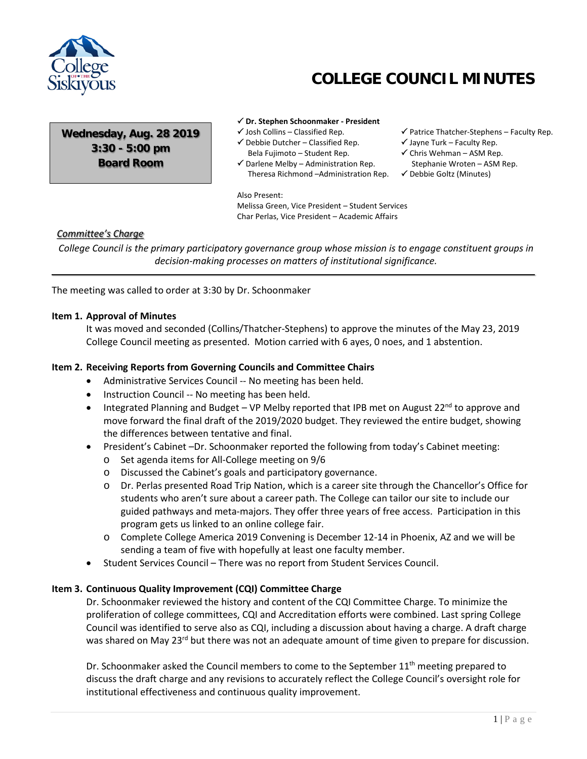# COLLEGE COUNCIL MINUTES

**Wednesday, Aug. 28 2019**
**3:30 - 5:00 pm**
**Board Room**

✓ **Dr. Stephen Schoonmaker - President**
✓ Josh Collins – Classified Rep.
✓ Debbie Dutcher – Classified Rep.
Bela Fujimoto – Student Rep.
✓ Darlene Melby – Administration Rep.
Theresa Richmond –Administration Rep.
✓ Patrice Thatcher-Stephens – Faculty Rep.
✓ Jayne Turk – Faculty Rep.
✓ Chris Wehman – ASM Rep.
Stephanie Wroten – ASM Rep.
✓ Debbie Goltz (Minutes)

Also Present:
Melissa Green, Vice President – Student Services
Char Perlas, Vice President – Academic Affairs

***Committee's Charge***

*College Council is the primary participatory governance group whose mission is to engage constituent groups in decision-making processes on matters of institutional significance.*

---

The meeting was called to order at 3:30 by Dr. Schoonmaker

**Item 1. Approval of Minutes**

It was moved and seconded (Collins/Thatcher-Stephens) to approve the minutes of the May 23, 2019 College Council meeting as presented. Motion carried with 6 ayes, 0 noes, and 1 abstention.

**Item 2. Receiving Reports from Governing Councils and Committee Chairs**

- Administrative Services Council -- No meeting has been held.
- Instruction Council -- No meeting has been held.
- Integrated Planning and Budget – VP Melby reported that IPB met on August 22nd to approve and move forward the final draft of the 2019/2020 budget. They reviewed the entire budget, showing the differences between tentative and final.
- President's Cabinet –Dr. Schoonmaker reported the following from today's Cabinet meeting:
  - Set agenda items for All-College meeting on 9/6
  - Discussed the Cabinet's goals and participatory governance.
  - Dr. Perlas presented Road Trip Nation, which is a career site through the Chancellor's Office for students who aren't sure about a career path. The College can tailor our site to include our guided pathways and meta-majors. They offer three years of free access. Participation in this program gets us linked to an online college fair.
  - Complete College America 2019 Convening is December 12-14 in Phoenix, AZ and we will be sending a team of five with hopefully at least one faculty member.
- Student Services Council – There was no report from Student Services Council.

**Item 3. Continuous Quality Improvement (CQI) Committee Charge**

Dr. Schoonmaker reviewed the history and content of the CQI Committee Charge. To minimize the proliferation of college committees, CQI and Accreditation efforts were combined. Last spring College Council was identified to serve also as CQI, including a discussion about having a charge. A draft charge was shared on May 23rd but there was not an adequate amount of time given to prepare for discussion.

Dr. Schoonmaker asked the Council members to come to the September 11th meeting prepared to discuss the draft charge and any revisions to accurately reflect the College Council's oversight role for institutional effectiveness and continuous quality improvement.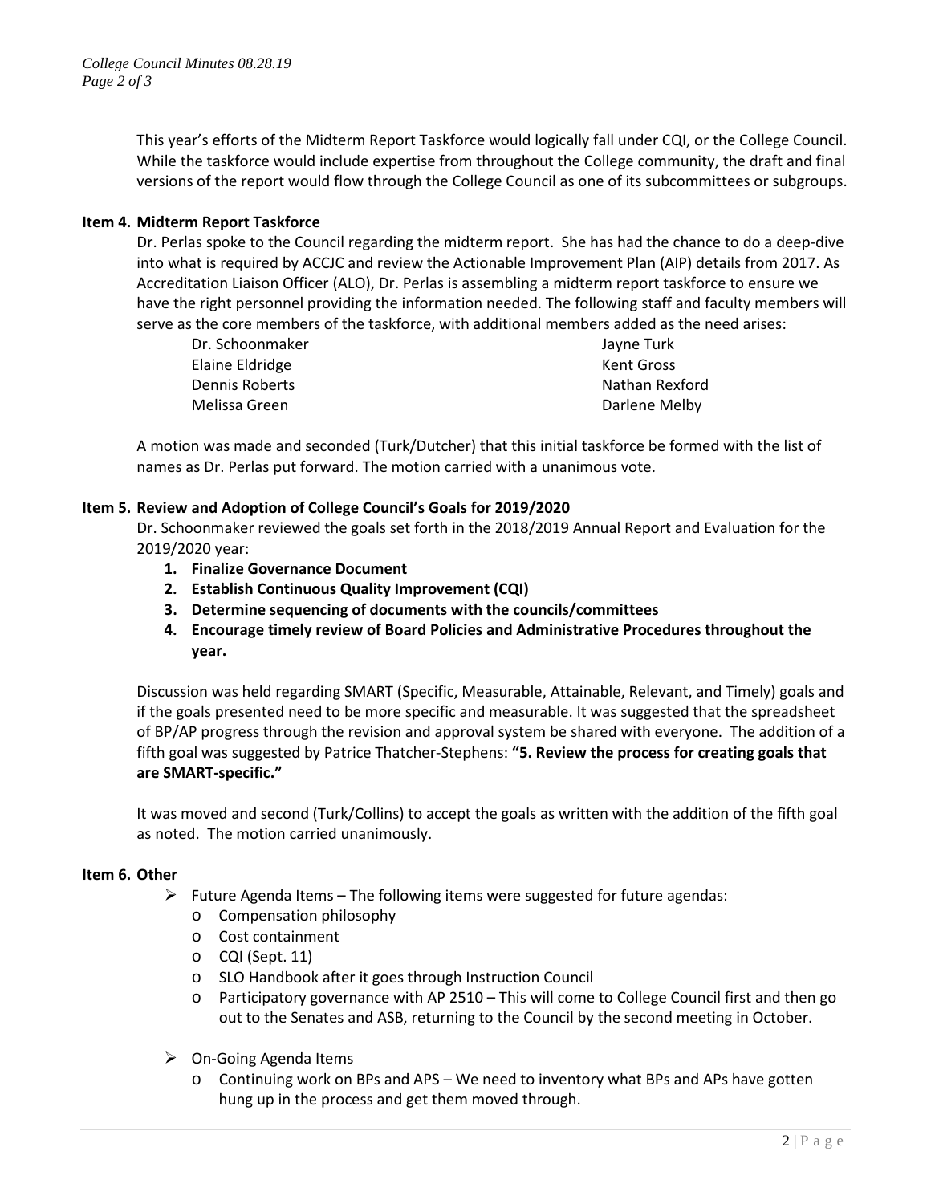This year's efforts of the Midterm Report Taskforce would logically fall under CQI, or the College Council. While the taskforce would include expertise from throughout the College community, the draft and final versions of the report would flow through the College Council as one of its subcommittees or subgroups.

**Item 4. Midterm Report Taskforce**

Dr. Perlas spoke to the Council regarding the midterm report. She has had the chance to do a deep-dive into what is required by ACCJC and review the Actionable Improvement Plan (AIP) details from 2017. As Accreditation Liaison Officer (ALO), Dr. Perlas is assembling a midterm report taskforce to ensure we have the right personnel providing the information needed. The following staff and faculty members will serve as the core members of the taskforce, with additional members added as the need arises:

- Dr. Schoonmaker
- Elaine Eldridge
- Dennis Roberts
- Melissa Green
- Jayne Turk
- Kent Gross
- Nathan Rexford
- Darlene Melby

A motion was made and seconded (Turk/Dutcher) that this initial taskforce be formed with the list of names as Dr. Perlas put forward. The motion carried with a unanimous vote.

**Item 5. Review and Adoption of College Council's Goals for 2019/2020**

Dr. Schoonmaker reviewed the goals set forth in the 2018/2019 Annual Report and Evaluation for the 2019/2020 year:

1. **Finalize Governance Document**
2. **Establish Continuous Quality Improvement (CQI)**
3. **Determine sequencing of documents with the councils/committees**
4. **Encourage timely review of Board Policies and Administrative Procedures throughout the year.**

Discussion was held regarding SMART (Specific, Measurable, Attainable, Relevant, and Timely) goals and if the goals presented need to be more specific and measurable. It was suggested that the spreadsheet of BP/AP progress through the revision and approval system be shared with everyone. The addition of a fifth goal was suggested by Patrice Thatcher-Stephens: **"5. Review the process for creating goals that are SMART-specific."**

It was moved and second (Turk/Collins) to accept the goals as written with the addition of the fifth goal as noted. The motion carried unanimously.

**Item 6. Other**

- Future Agenda Items – The following items were suggested for future agendas:
  - Compensation philosophy
  - Cost containment
  - CQI (Sept. 11)
  - SLO Handbook after it goes through Instruction Council
  - Participatory governance with AP 2510 – This will come to College Council first and then go out to the Senates and ASB, returning to the Council by the second meeting in October.

- On-Going Agenda Items
  - Continuing work on BPs and APS – We need to inventory what BPs and APs have gotten hung up in the process and get them moved through.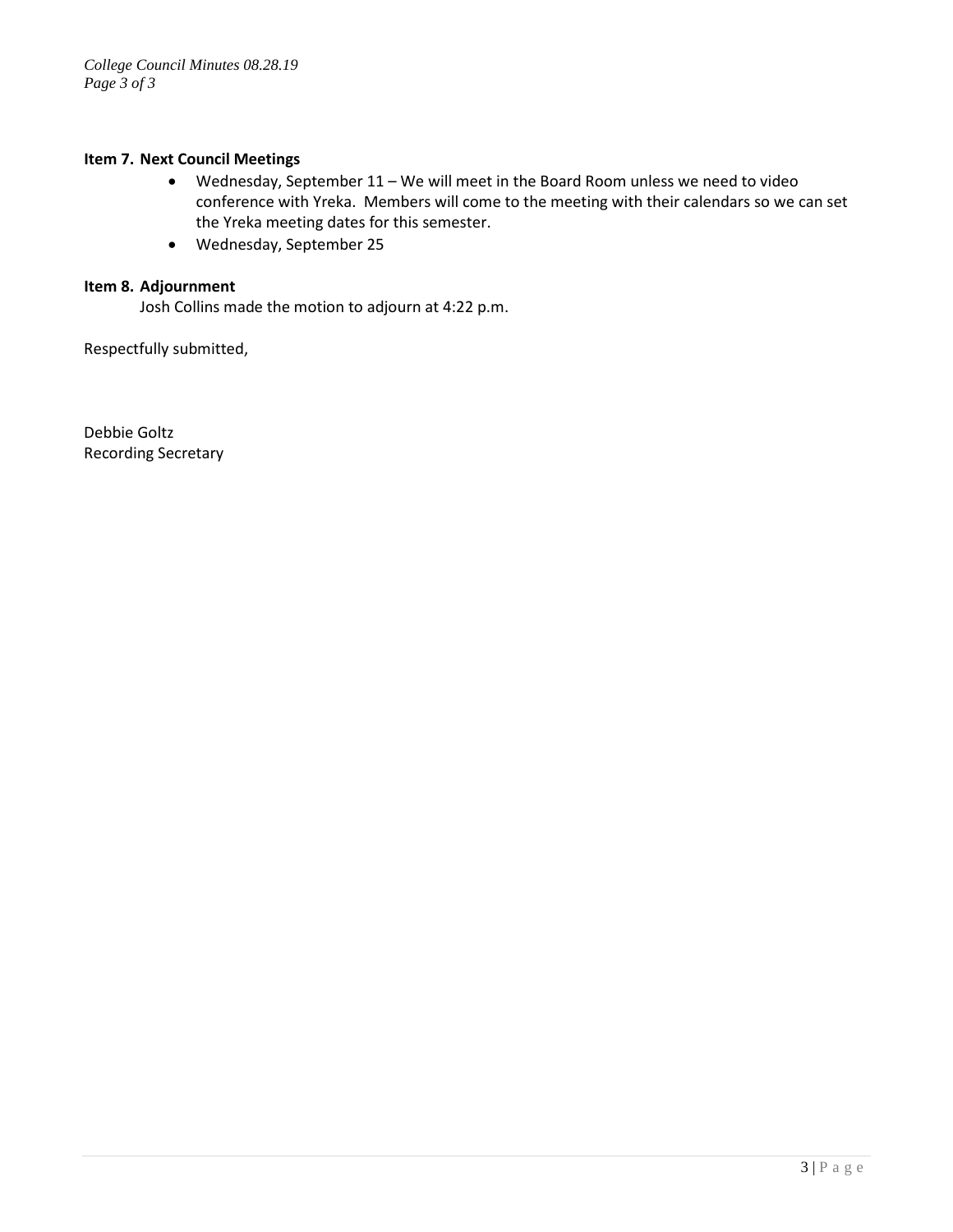**Item 7. Next Council Meetings**

- Wednesday, September 11 – We will meet in the Board Room unless we need to video conference with Yreka. Members will come to the meeting with their calendars so we can set the Yreka meeting dates for this semester.
- Wednesday, September 25

**Item 8. Adjournment**

Josh Collins made the motion to adjourn at 4:22 p.m.

Respectfully submitted,

Debbie Goltz
Recording Secretary